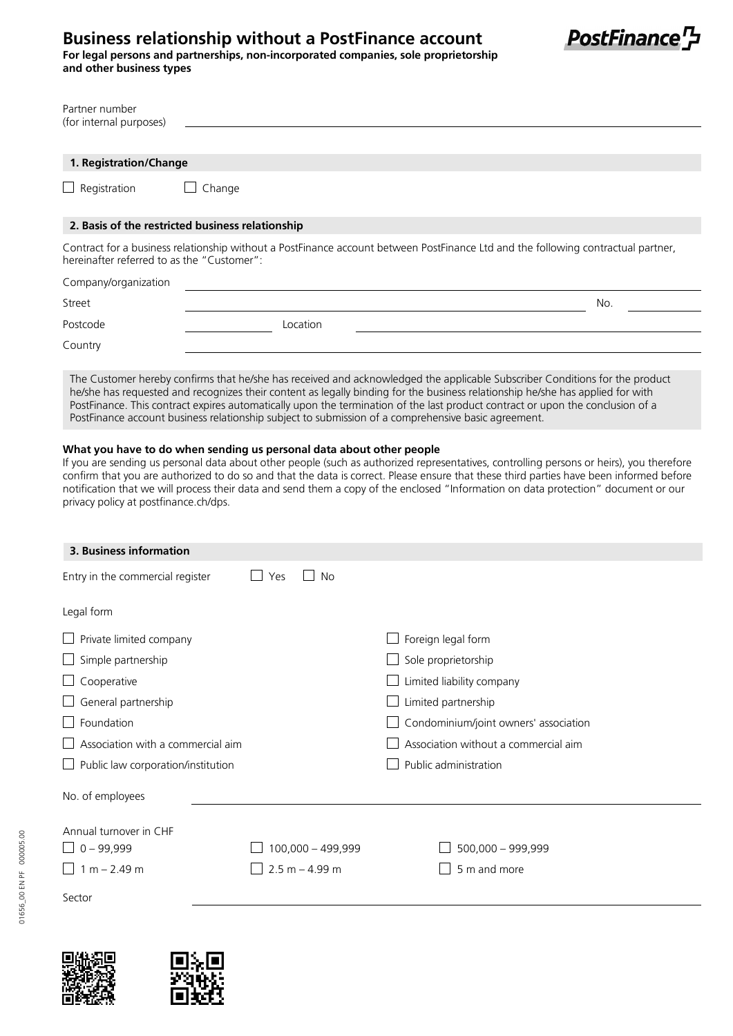# Business relationship without a PostFinance account

**For legal persons and partnerships, non-incorporated companies, sole proprietorship and other business types**

PostFinance

Partner number
(for internal purposes) ______________________________

## 1. Registration/Change

☐ Registration ☐ Change

## 2. Basis of the restricted business relationship

Contract for a business relationship without a PostFinance account between PostFinance Ltd and the following contractual partner, hereinafter referred to as the "Customer":

Company/organization ______________________________

Street ______________________________ No. __________

Postcode __________ Location ______________________________

Country ______________________________

The Customer hereby confirms that he/she has received and acknowledged the applicable Subscriber Conditions for the product he/she has requested and recognizes their content as legally binding for the business relationship he/she has applied for with PostFinance. This contract expires automatically upon the termination of the last product contract or upon the conclusion of a PostFinance account business relationship subject to submission of a comprehensive basic agreement.

**What you have to do when sending us personal data about other people**

If you are sending us personal data about other people (such as authorized representatives, controlling persons or heirs), you therefore confirm that you are authorized to do so and that the data is correct. Please ensure that these third parties have been informed before notification that we will process their data and send them a copy of the enclosed "Information on data protection" document or our privacy policy at postfinance.ch/dps.

## 3. Business information

Entry in the commercial register ☐ Yes ☐ No

Legal form

- ☐ Private limited company
- ☐ Simple partnership
- ☐ Cooperative
- ☐ General partnership
- ☐ Foundation
- ☐ Association with a commercial aim
- ☐ Public law corporation/institution
- ☐ Foreign legal form
- ☐ Sole proprietorship
- ☐ Limited liability company
- ☐ Limited partnership
- ☐ Condominium/joint owners' association
- ☐ Association without a commercial aim
- ☐ Public administration

No. of employees ______________________________

Annual turnover in CHF

- ☐ 0 – 99,999
- ☐ 100,000 – 499,999
- ☐ 500,000 – 999,999
- ☐ 1 m – 2.49 m
- ☐ 2.5 m – 4.99 m
- ☐ 5 m and more

Sector ______________________________

01656_00 EN PF 000005.00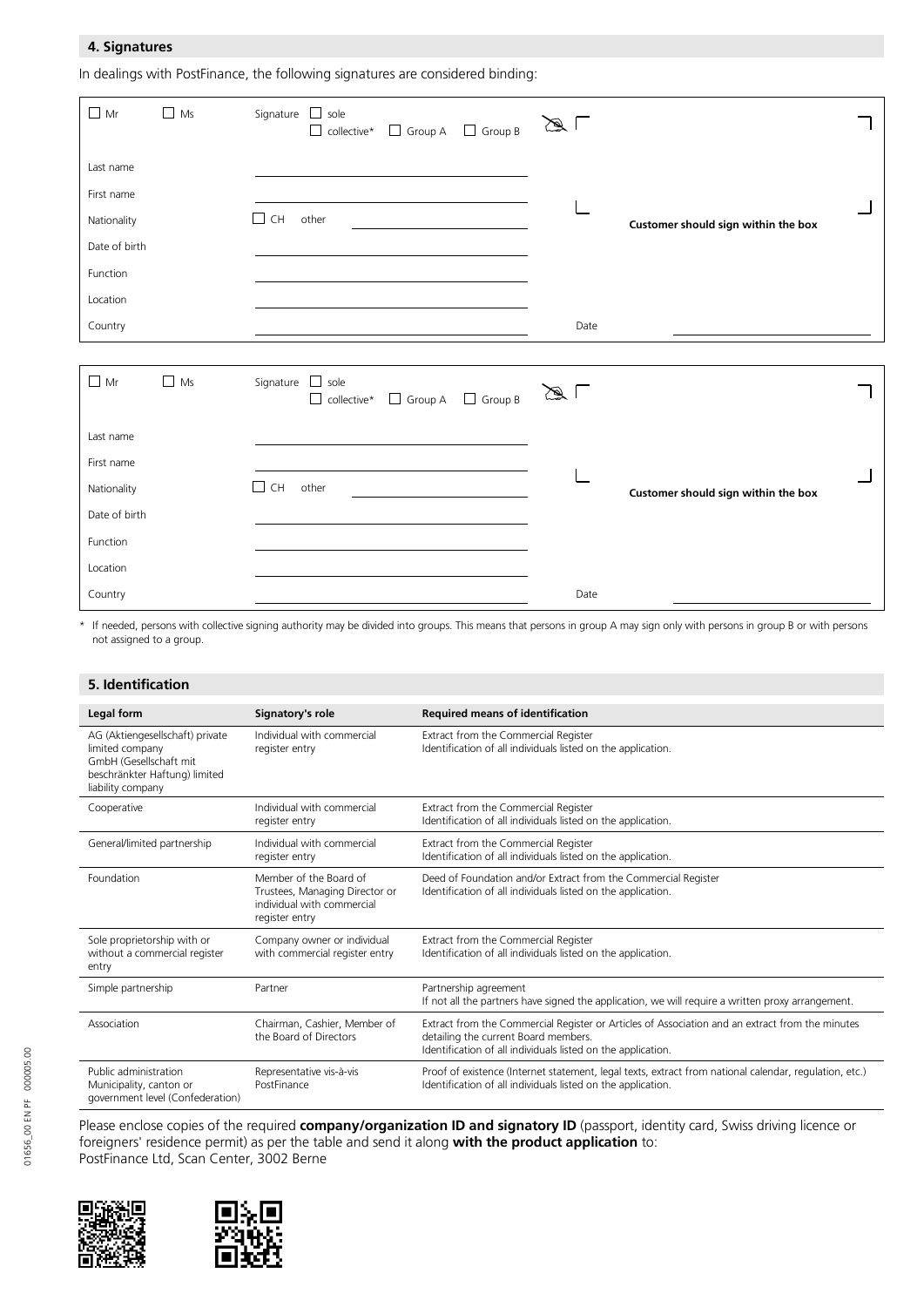## 4. Signatures

In dealings with PostFinance, the following signatures are considered binding:

☐ Mr ☐ Ms

Signature ☐ sole ☐ collective* ☐ Group A ☐ Group B

Last name

First name

Nationality ☐ CH other

Date of birth

Function

Location

Country

**Customer should sign within the box**

Date

☐ Mr ☐ Ms

Signature ☐ sole ☐ collective* ☐ Group A ☐ Group B

Last name

First name

Nationality ☐ CH other

Date of birth

Function

Location

Country

**Customer should sign within the box**

Date

* If needed, persons with collective signing authority may be divided into groups. This means that persons in group A may sign only with persons in group B or with persons not assigned to a group.

## 5. Identification

| Legal form | Signatory's role | Required means of identification |
|---|---|---|
| AG (Aktiengesellschaft) private limited company GmbH (Gesellschaft mit beschränkter Haftung) limited liability company | Individual with commercial register entry | Extract from the Commercial Register<br>Identification of all individuals listed on the application. |
| Cooperative | Individual with commercial register entry | Extract from the Commercial Register<br>Identification of all individuals listed on the application. |
| General/limited partnership | Individual with commercial register entry | Extract from the Commercial Register<br>Identification of all individuals listed on the application. |
| Foundation | Member of the Board of Trustees, Managing Director or individual with commercial register entry | Deed of Foundation and/or Extract from the Commercial Register<br>Identification of all individuals listed on the application. |
| Sole proprietorship with or without a commercial register entry | Company owner or individual with commercial register entry | Extract from the Commercial Register<br>Identification of all individuals listed on the application. |
| Simple partnership | Partner | Partnership agreement<br>If not all the partners have signed the application, we will require a written proxy arrangement. |
| Association | Chairman, Cashier, Member of the Board of Directors | Extract from the Commercial Register or Articles of Association and an extract from the minutes detailing the current Board members.<br>Identification of all individuals listed on the application. |
| Public administration Municipality, canton or government level (Confederation) | Representative vis-à-vis PostFinance | Proof of existence (Internet statement, legal texts, extract from national calendar, regulation, etc.)<br>Identification of all individuals listed on the application. |

Please enclose copies of the required **company/organization ID and signatory ID** (passport, identity card, Swiss driving licence or foreigners' residence permit) as per the table and send it along **with the product application** to:
PostFinance Ltd, Scan Center, 3002 Berne

01656_00 EN PF 000005.00